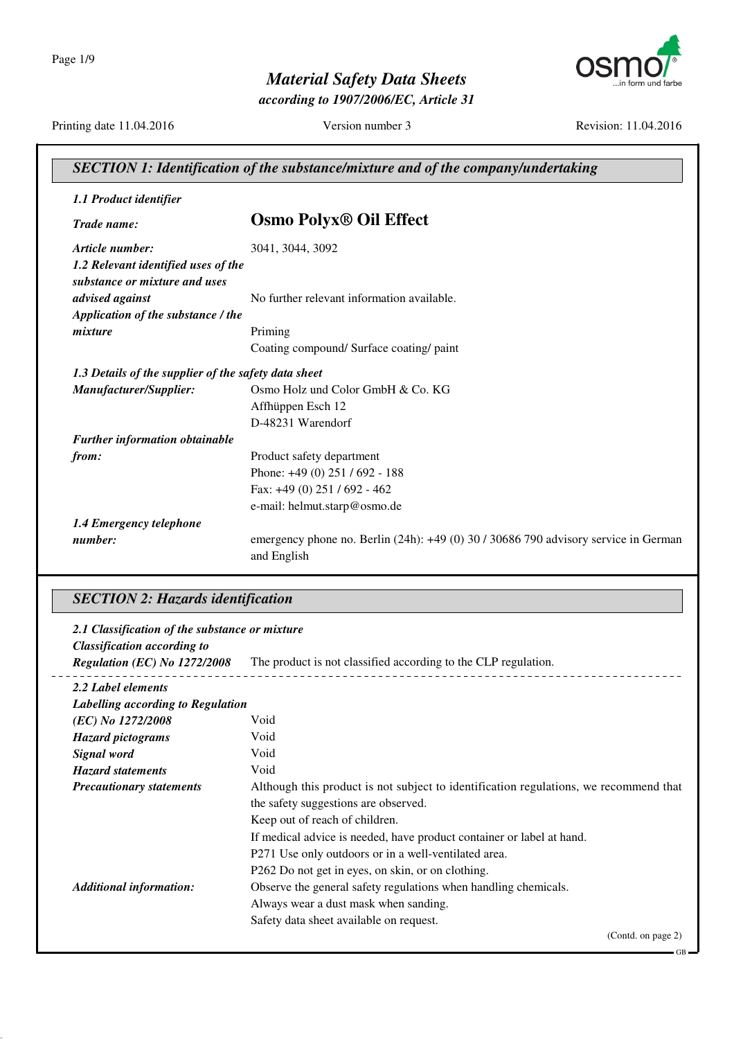# Material Safety Data Sheets

*according to 1907/2006/EC, Article 31*

Printing date 11.04.2016 | Version number 3 | Revision: 11.04.2016

## SECTION 1: Identification of the substance/mixture and of the company/undertaking

***1.1 Product identifier***

***Trade name:*** **Osmo Polyx® Oil Effect**

***Article number:*** 3041, 3044, 3092

***1.2 Relevant identified uses of the substance or mixture and uses advised against*** No further relevant information available.

***Application of the substance / the mixture***
Priming
Coating compound/ Surface coating/ paint

***1.3 Details of the supplier of the safety data sheet***

***Manufacturer/Supplier:***
Osmo Holz und Color GmbH & Co. KG
Affhüppen Esch 12
D-48231 Warendorf

***Further information obtainable from:***
Product safety department
Phone: +49 (0) 251 / 692 - 188
Fax: +49 (0) 251 / 692 - 462
e-mail: helmut.starp@osmo.de

***1.4 Emergency telephone number:*** emergency phone no. Berlin (24h): +49 (0) 30 / 30686 790 advisory service in German and English

## SECTION 2: Hazards identification

***2.1 Classification of the substance or mixture***

***Classification according to Regulation (EC) No 1272/2008*** The product is not classified according to the CLP regulation.

***2.2 Label elements***

***Labelling according to Regulation (EC) No 1272/2008*** Void

***Hazard pictograms*** Void

***Signal word*** Void

***Hazard statements*** Void

***Precautionary statements***
Although this product is not subject to identification regulations, we recommend that the safety suggestions are observed.
Keep out of reach of children.
If medical advice is needed, have product container or label at hand.
P271 Use only outdoors or in a well-ventilated area.
P262 Do not get in eyes, on skin, or on clothing.

***Additional information:***
Observe the general safety regulations when handling chemicals.
Always wear a dust mask when sanding.
Safety data sheet available on request.

(Contd. on page 2)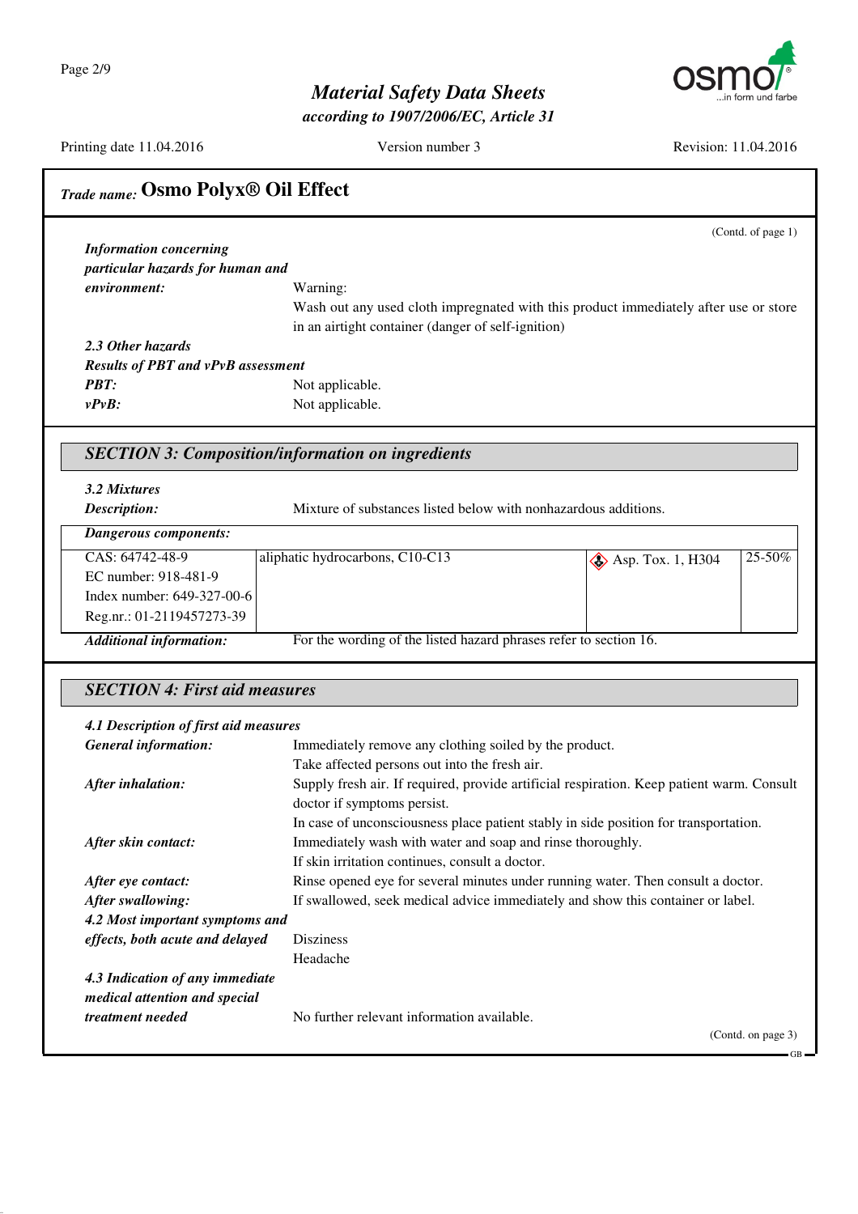## Trade name: Osmo Polyx® Oil Effect

(Contd. of page 1)

***Information concerning particular hazards for human and environment:*** Warning:
Wash out any used cloth impregnated with this product immediately after use or store in an airtight container (danger of self-ignition)

***2.3 Other hazards***

***Results of PBT and vPvB assessment***

***PBT:*** Not applicable.

***vPvB:*** Not applicable.

## SECTION 3: Composition/information on ingredients

***3.2 Mixtures***

***Description:*** Mixture of substances listed below with nonhazardous additions.

| *Dangerous components:* | | | |
|---|---|---|---|
| CAS: 64742-48-9<br>EC number: 918-481-9<br>Index number: 649-327-00-6<br>Reg.nr.: 01-2119457273-39 | aliphatic hydrocarbons, C10-C13 | Asp. Tox. 1, H304 | 25-50% |

***Additional information:*** For the wording of the listed hazard phrases refer to section 16.

## SECTION 4: First aid measures

***4.1 Description of first aid measures***

***General information:*** Immediately remove any clothing soiled by the product.
Take affected persons out into the fresh air.

***After inhalation:*** Supply fresh air. If required, provide artificial respiration. Keep patient warm. Consult doctor if symptoms persist.
In case of unconsciousness place patient stably in side position for transportation.

***After skin contact:*** Immediately wash with water and soap and rinse thoroughly.
If skin irritation continues, consult a doctor.

***After eye contact:*** Rinse opened eye for several minutes under running water. Then consult a doctor.

***After swallowing:*** If swallowed, seek medical advice immediately and show this container or label.

***4.2 Most important symptoms and effects, both acute and delayed*** Disziness
Headache

***4.3 Indication of any immediate medical attention and special treatment needed*** No further relevant information available.

(Contd. on page 3)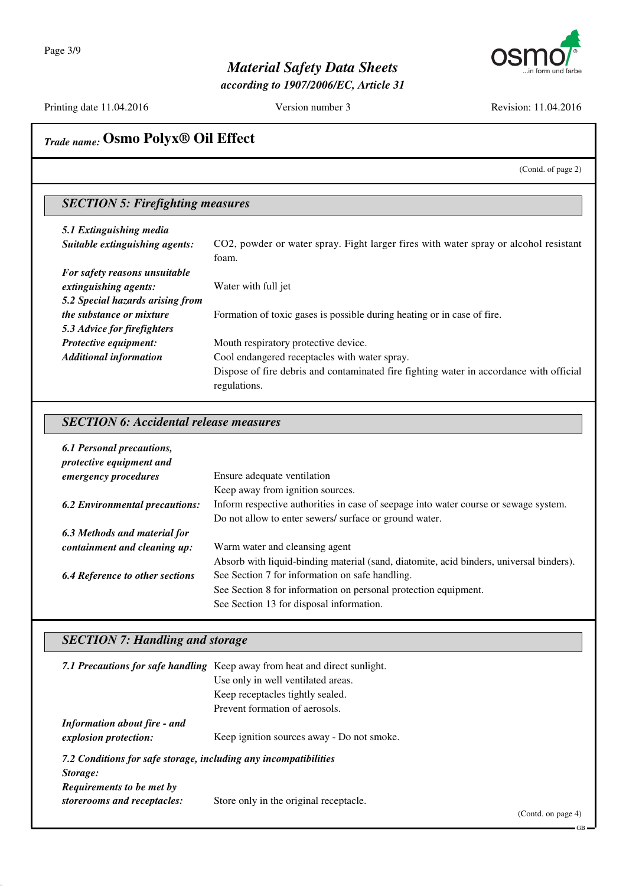**Trade name: Osmo Polyx® Oil Effect**

(Contd. of page 2)

## SECTION 5: Firefighting measures

**5.1 Extinguishing media**

**Suitable extinguishing agents:** $CO_2$, powder or water spray. Fight larger fires with water spray or alcohol resistant foam.

**For safety reasons unsuitable extinguishing agents:** Water with full jet

**5.2 Special hazards arising from the substance or mixture** Formation of toxic gases is possible during heating or in case of fire.

**5.3 Advice for firefighters**

**Protective equipment:** Mouth respiratory protective device.

**Additional information** Cool endangered receptacles with water spray.
Dispose of fire debris and contaminated fire fighting water in accordance with official regulations.

## SECTION 6: Accidental release measures

**6.1 Personal precautions, protective equipment and emergency procedures** Ensure adequate ventilation
Keep away from ignition sources.

**6.2 Environmental precautions:** Inform respective authorities in case of seepage into water course or sewage system.
Do not allow to enter sewers/ surface or ground water.

**6.3 Methods and material for containment and cleaning up:** Warm water and cleansing agent
Absorb with liquid-binding material (sand, diatomite, acid binders, universal binders).

**6.4 Reference to other sections** See Section 7 for information on safe handling.
See Section 8 for information on personal protection equipment.
See Section 13 for disposal information.

## SECTION 7: Handling and storage

**7.1 Precautions for safe handling** Keep away from heat and direct sunlight.
Use only in well ventilated areas.
Keep receptacles tightly sealed.
Prevent formation of aerosols.

**Information about fire - and explosion protection:** Keep ignition sources away - Do not smoke.

**7.2 Conditions for safe storage, including any incompatibilities**

**Storage:**

**Requirements to be met by storerooms and receptacles:** Store only in the original receptacle.

(Contd. on page 4)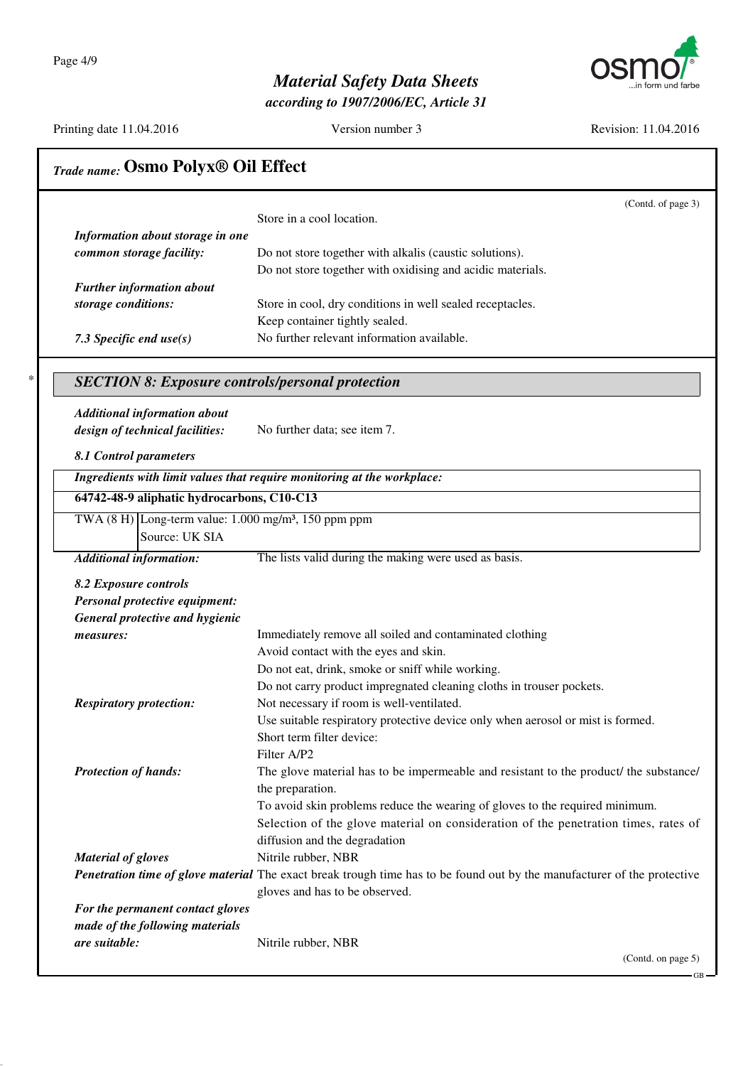## Trade name: Osmo Polyx® Oil Effect

(Contd. of page 3)

Store in a cool location.

***Information about storage in one common storage facility:*** Do not store together with alkalis (caustic solutions).
Do not store together with oxidising and acidic materials.

***Further information about storage conditions:*** Store in cool, dry conditions in well sealed receptacles.
Keep container tightly sealed.

***7.3 Specific end use(s)*** No further relevant information available.

\*

## *SECTION 8: Exposure controls/personal protection*

***Additional information about design of technical facilities:*** No further data; see item 7.

***8.1 Control parameters***

| *Ingredients with limit values that require monitoring at the workplace:* | |
|---|---|
| **64742-48-9 aliphatic hydrocarbons, C10-C13** | |
| TWA (8 H) | Long-term value: 1.000 mg/m³, 150 ppm ppm<br>Source: UK SIA |

***Additional information:*** The lists valid during the making were used as basis.

***8.2 Exposure controls***

***Personal protective equipment:***

***General protective and hygienic measures:***
- Immediately remove all soiled and contaminated clothing
- Avoid contact with the eyes and skin.
- Do not eat, drink, smoke or sniff while working.
- Do not carry product impregnated cleaning cloths in trouser pockets.

***Respiratory protection:*** Not necessary if room is well-ventilated.
Use suitable respiratory protective device only when aerosol or mist is formed.
Short term filter device:
Filter A/P2

***Protection of hands:*** The glove material has to be impermeable and resistant to the product/ the substance/ the preparation.
To avoid skin problems reduce the wearing of gloves to the required minimum.
Selection of the glove material on consideration of the penetration times, rates of diffusion and the degradation

***Material of gloves*** Nitrile rubber, NBR

***Penetration time of glove material*** The exact break trough time has to be found out by the manufacturer of the protective gloves and has to be observed.

***For the permanent contact gloves made of the following materials are suitable:*** Nitrile rubber, NBR

(Contd. on page 5)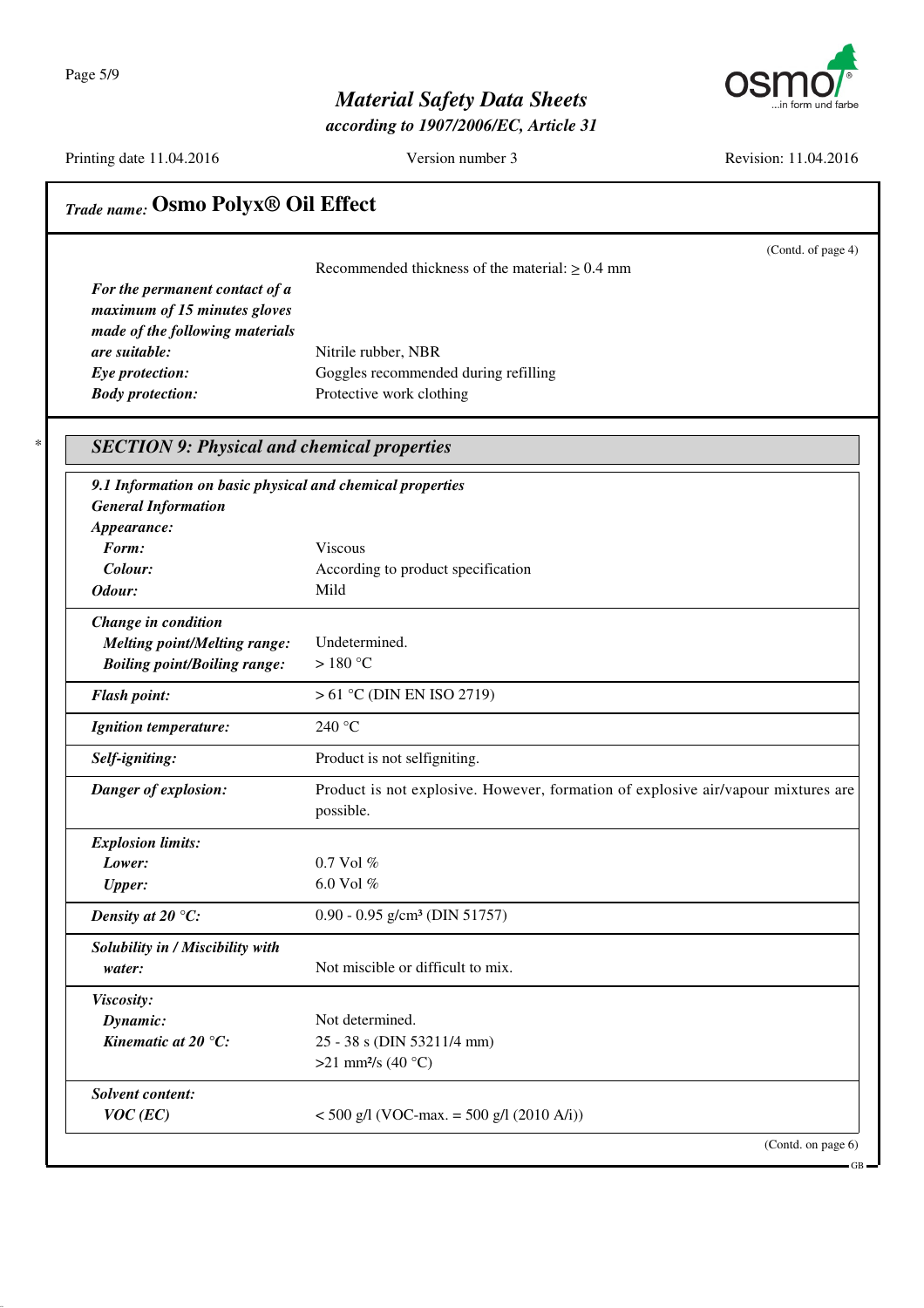**Trade name: Osmo Polyx® Oil Effect**

(Contd. of page 4)

| | |
|---|---|
| | Recommended thickness of the material: ≥ 0.4 mm |
| ***For the permanent contact of a maximum of 15 minutes gloves made of the following materials are suitable:*** | Nitrile rubber, NBR |
| ***Eye protection:*** | Goggles recommended during refilling |
| ***Body protection:*** | Protective work clothing |

\*

## *SECTION 9: Physical and chemical properties*

| | |
|---|---|
| ***9.1 Information on basic physical and chemical properties*** | |
| ***General Information*** | |
| ***Appearance:*** | |
| ***Form:*** | Viscous |
| ***Colour:*** | According to product specification |
| ***Odour:*** | Mild |
| ***Change in condition*** | |
| ***Melting point/Melting range:*** | Undetermined. |
| ***Boiling point/Boiling range:*** | > 180 °C |
| ***Flash point:*** | > 61 °C (DIN EN ISO 2719) |
| ***Ignition temperature:*** | 240 °C |
| ***Self-igniting:*** | Product is not selfigniting. |
| ***Danger of explosion:*** | Product is not explosive. However, formation of explosive air/vapour mixtures are possible. |
| ***Explosion limits:*** | |
| ***Lower:*** | 0.7 Vol % |
| ***Upper:*** | 6.0 Vol % |
| ***Density at 20 °C:*** | 0.90 - 0.95 g/cm³ (DIN 51757) |
| ***Solubility in / Miscibility with water:*** | Not miscible or difficult to mix. |
| ***Viscosity:*** | |
| ***Dynamic:*** | Not determined. |
| ***Kinematic at 20 °C:*** | 25 - 38 s (DIN 53211/4 mm) |
| | >21 mm²/s (40 °C) |
| ***Solvent content:*** | |
| ***VOC (EC)*** | < 500 g/l (VOC-max. = 500 g/l (2010 A/i)) |

(Contd. on page 6)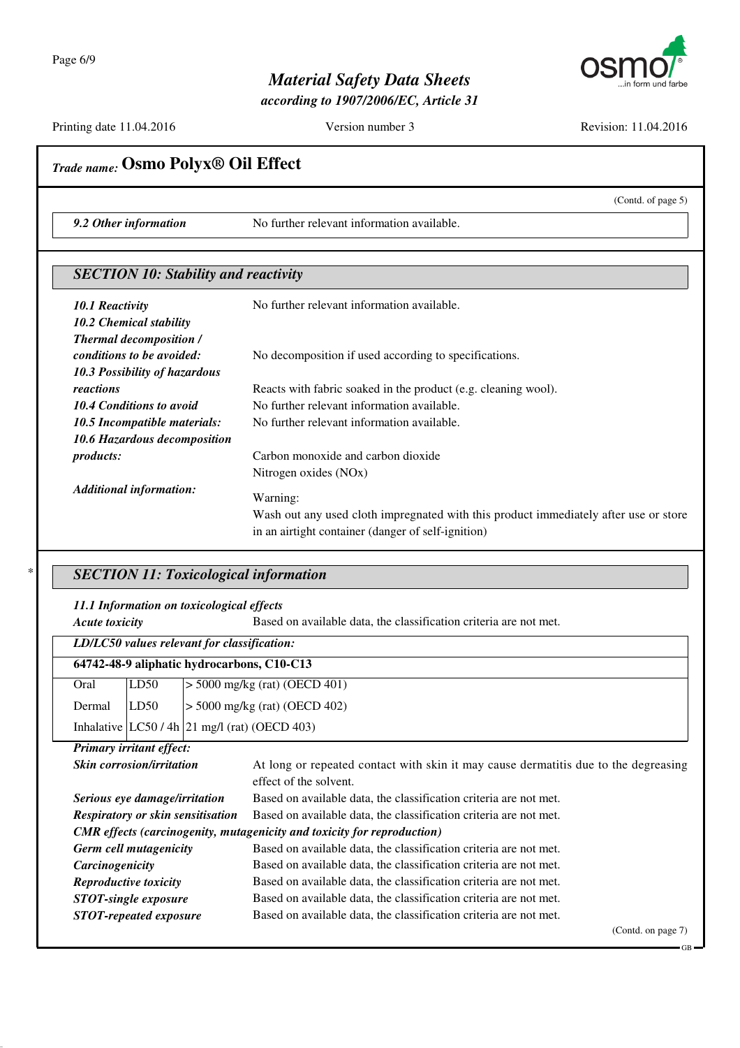## Trade name: Osmo Polyx® Oil Effect

(Contd. of page 5)

| | |
|---|---|
| ***9.2 Other information*** | No further relevant information available. |

### *SECTION 10: Stability and reactivity*

***10.1 Reactivity*** No further relevant information available.

***10.2 Chemical stability***

***Thermal decomposition / conditions to be avoided:*** No decomposition if used according to specifications.

***10.3 Possibility of hazardous reactions*** Reacts with fabric soaked in the product (e.g. cleaning wool).

***10.4 Conditions to avoid*** No further relevant information available.

***10.5 Incompatible materials:*** No further relevant information available.

***10.6 Hazardous decomposition products:*** Carbon monoxide and carbon dioxide
Nitrogen oxides (NOx)

***Additional information:***
Warning:
Wash out any used cloth impregnated with this product immediately after use or store in an airtight container (danger of self-ignition)

\* 

### *SECTION 11: Toxicological information*

***11.1 Information on toxicological effects***

***Acute toxicity*** Based on available data, the classification criteria are not met.

| ***LD/LC50 values relevant for classification:*** | | |
|---|---|---|
| **64742-48-9 aliphatic hydrocarbons, C10-C13** | | |
| Oral | LD50 | > 5000 mg/kg (rat) (OECD 401) |
| Dermal | LD50 | > 5000 mg/kg (rat) (OECD 402) |
| Inhalative | LC50 / 4h | 21 mg/l (rat) (OECD 403) |

***Primary irritant effect:***

***Skin corrosion/irritation*** At long or repeated contact with skin it may cause dermatitis due to the degreasing effect of the solvent.

***Serious eye damage/irritation*** Based on available data, the classification criteria are not met.

***Respiratory or skin sensitisation*** Based on available data, the classification criteria are not met.

***CMR effects (carcinogenity, mutagenicity and toxicity for reproduction)***

***Germ cell mutagenicity*** Based on available data, the classification criteria are not met.

***Carcinogenicity*** Based on available data, the classification criteria are not met.

***Reproductive toxicity*** Based on available data, the classification criteria are not met.

***STOT-single exposure*** Based on available data, the classification criteria are not met.

***STOT-repeated exposure*** Based on available data, the classification criteria are not met.

(Contd. on page 7)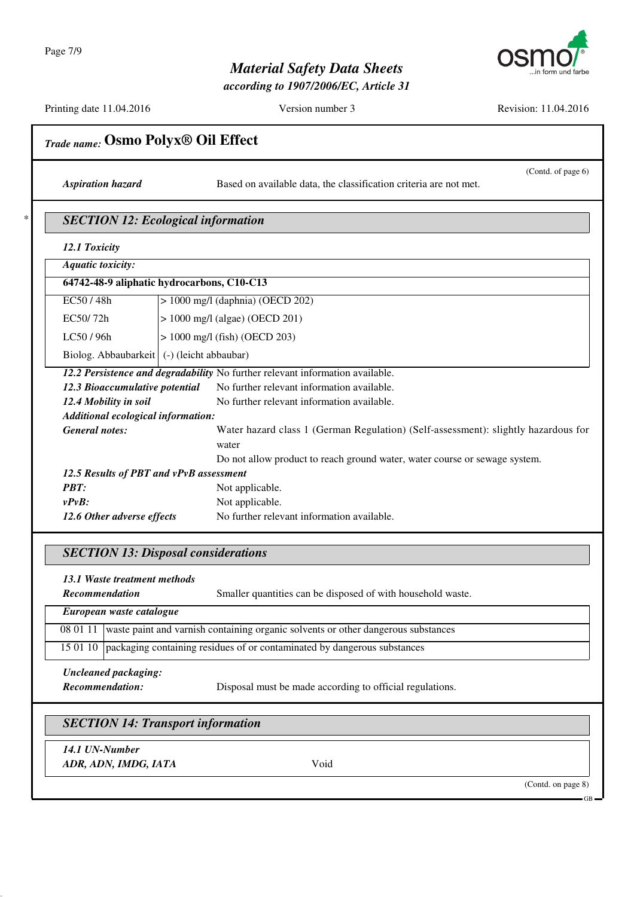## Trade name: Osmo Polyx® Oil Effect

(Contd. of page 6)

***Aspiration hazard*** Based on available data, the classification criteria are not met.

## SECTION 12: Ecological information

***12.1 Toxicity***

| ***Aquatic toxicity:*** | |
|---|---|
| **64742-48-9 aliphatic hydrocarbons, C10-C13** | |
| EC50 / 48h | > 1000 mg/l (daphnia) (OECD 202) |
| EC50/ 72h | > 1000 mg/l (algae) (OECD 201) |
| LC50 / 96h | > 1000 mg/l (fish) (OECD 203) |
| Biolog. Abbaubarkeit | (-) (leicht abbaubar) |

***12.2 Persistence and degradability*** No further relevant information available.

***12.3 Bioaccumulative potential*** No further relevant information available.

***12.4 Mobility in soil*** No further relevant information available.

***Additional ecological information:***

***General notes:*** Water hazard class 1 (German Regulation) (Self-assessment): slightly hazardous for water

Do not allow product to reach ground water, water course or sewage system.

***12.5 Results of PBT and vPvB assessment***

***PBT:*** Not applicable.

***vPvB:*** Not applicable.

***12.6 Other adverse effects*** No further relevant information available.

## SECTION 13: Disposal considerations

***13.1 Waste treatment methods***

***Recommendation*** Smaller quantities can be disposed of with household waste.

| ***European waste catalogue*** | |
|---|---|
| 08 01 11 | waste paint and varnish containing organic solvents or other dangerous substances |
| 15 01 10 | packaging containing residues of or contaminated by dangerous substances |

***Uncleaned packaging:***

***Recommendation:*** Disposal must be made according to official regulations.

## SECTION 14: Transport information

***14.1 UN-Number***

***ADR, ADN, IMDG, IATA*** Void

(Contd. on page 8)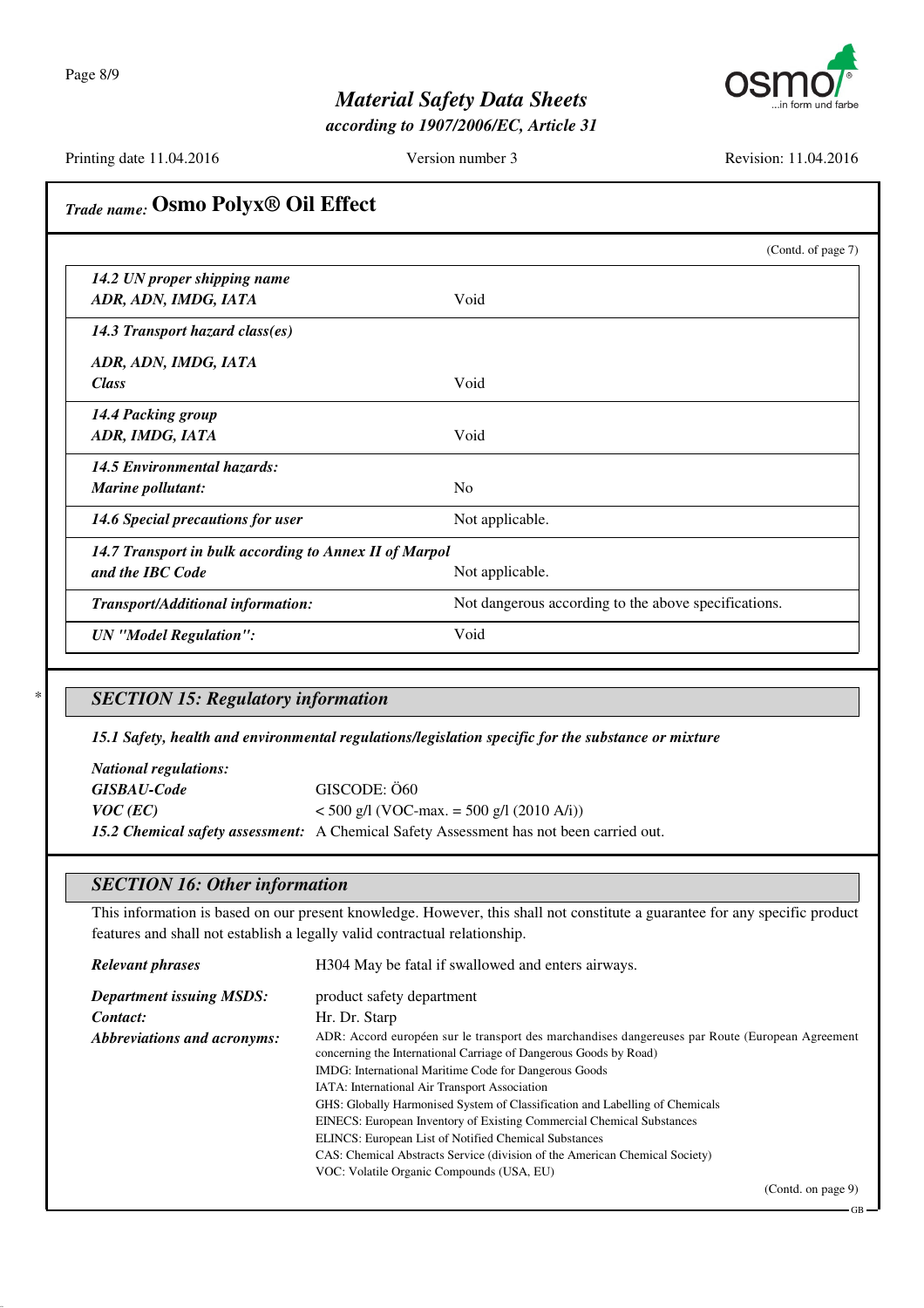# Material Safety Data Sheets
*according to 1907/2006/EC, Article 31*

Printing date 11.04.2016 | Version number 3 | Revision: 11.04.2016

*Trade name:* **Osmo Polyx® Oil Effect**

(Contd. of page 7)

| | |
|---|---|
| ***14.2 UN proper shipping name*** | |
| ***ADR, ADN, IMDG, IATA*** | Void |
| ***14.3 Transport hazard class(es)*** | |
| ***ADR, ADN, IMDG, IATA*** | |
| ***Class*** | Void |
| ***14.4 Packing group*** | |
| ***ADR, IMDG, IATA*** | Void |
| ***14.5 Environmental hazards:*** | |
| ***Marine pollutant:*** | No |
| ***14.6 Special precautions for user*** | Not applicable. |
| ***14.7 Transport in bulk according to Annex II of Marpol and the IBC Code*** | Not applicable. |
| ***Transport/Additional information:*** | Not dangerous according to the above specifications. |
| ***UN "Model Regulation":*** | Void |

## *SECTION 15: Regulatory information*

***15.1 Safety, health and environmental regulations/legislation specific for the substance or mixture***

***National regulations:***

***GISBAU-Code*** GISCODE: Ö60

***VOC (EC)*** < 500 g/l (VOC-max. = 500 g/l (2010 A/i))

***15.2 Chemical safety assessment:*** A Chemical Safety Assessment has not been carried out.

## *SECTION 16: Other information*

This information is based on our present knowledge. However, this shall not constitute a guarantee for any specific product features and shall not establish a legally valid contractual relationship.

***Relevant phrases*** H304 May be fatal if swallowed and enters airways.

***Department issuing MSDS:*** product safety department

***Contact:*** Hr. Dr. Starp

***Abbreviations and acronyms:***
ADR: Accord européen sur le transport des marchandises dangereuses par Route (European Agreement concerning the International Carriage of Dangerous Goods by Road)
IMDG: International Maritime Code for Dangerous Goods
IATA: International Air Transport Association
GHS: Globally Harmonised System of Classification and Labelling of Chemicals
EINECS: European Inventory of Existing Commercial Chemical Substances
ELINCS: European List of Notified Chemical Substances
CAS: Chemical Abstracts Service (division of the American Chemical Society)
VOC: Volatile Organic Compounds (USA, EU)

(Contd. on page 9)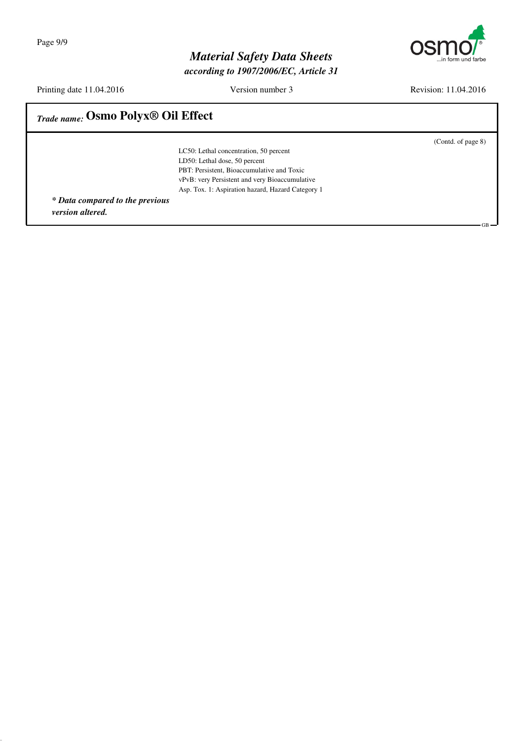*Trade name:* **Osmo Polyx® Oil Effect**

(Contd. of page 8)

LC50: Lethal concentration, 50 percent
LD50: Lethal dose, 50 percent
PBT: Persistent, Bioaccumulative and Toxic
vPvB: very Persistent and very Bioaccumulative
Asp. Tox. 1: Aspiration hazard, Hazard Category 1

***\* Data compared to the previous version altered.***

GB